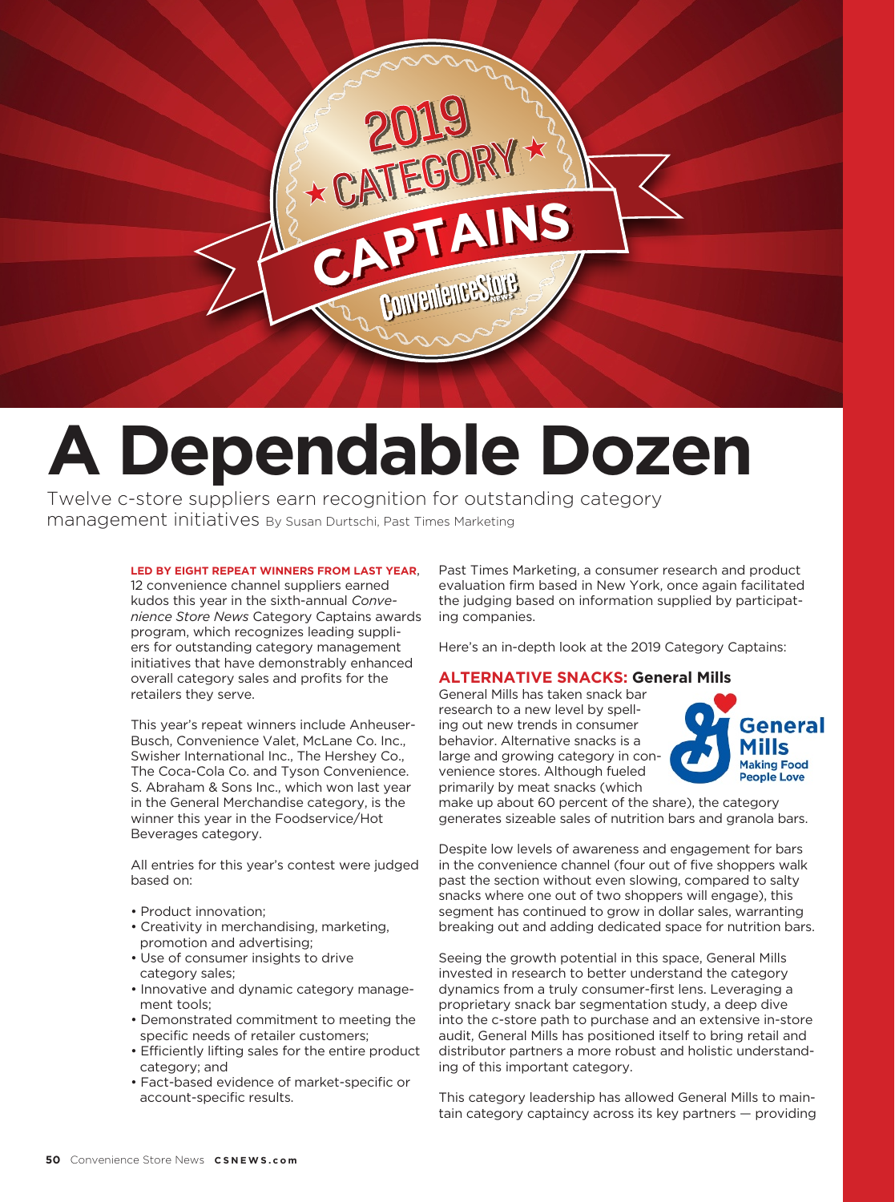# A Dependable Dozen

Twelve c-store suppliers earn recognition for outstanding category management initiatives By Susan Durtschi, Past Times Marketing

**LED BY EIGHT REPEAT WINNERS FROM LAST YEAR**, 12 convenience channel suppliers earned kudos this year in the sixth-annual *Convenience Store News* Category Captains awards program, which recognizes leading suppliers for outstanding category management initiatives that have demonstrably enhanced overall category sales and profits for the retailers they serve.

This year's repeat winners include Anheuser-Busch, Convenience Valet, McLane Co. Inc., Swisher International Inc., The Hershey Co., The Coca-Cola Co. and Tyson Convenience. S. Abraham & Sons Inc., which won last year in the General Merchandise category, is the winner this year in the Foodservice/Hot Beverages category.

All entries for this year's contest were judged based on:

- Product innovation;
- Creativity in merchandising, marketing, promotion and advertising;
- Use of consumer insights to drive category sales;
- Innovative and dynamic category management tools;
- Demonstrated commitment to meeting the specific needs of retailer customers;
- Efficiently lifting sales for the entire product category; and
- Fact-based evidence of market-specific or account-specific results.

Past Times Marketing, a consumer research and product evaluation firm based in New York, once again facilitated the judging based on information supplied by participating companies.

Here's an in-depth look at the 2019 Category Captains:

## ALTERNATIVE SNACKS: General Mills

General Mills has taken snack bar research to a new level by spelling out new trends in consumer behavior. Alternative snacks is a large and growing category in convenience stores. Although fueled primarily by meat snacks (which make up about 60 percent of the share), the category generates sizeable sales of nutrition bars and granola bars.

Despite low levels of awareness and engagement for bars in the convenience channel (four out of five shoppers walk past the section without even slowing, compared to salty snacks where one out of two shoppers will engage), this segment has continued to grow in dollar sales, warranting breaking out and adding dedicated space for nutrition bars.

Seeing the growth potential in this space, General Mills invested in research to better understand the category dynamics from a truly consumer-first lens. Leveraging a proprietary snack bar segmentation study, a deep dive into the c-store path to purchase and an extensive in-store audit, General Mills has positioned itself to bring retail and distributor partners a more robust and holistic understanding of this important category.

This category leadership has allowed General Mills to maintain category captaincy across its key partners — providing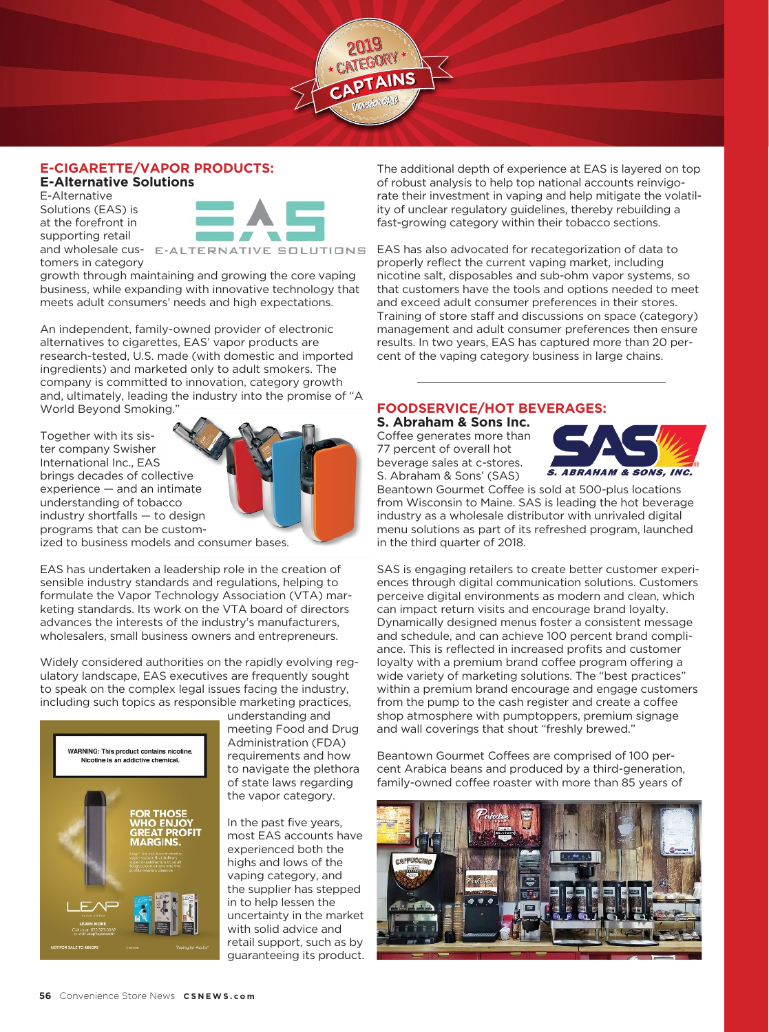## E-CIGARETTE/VAPOR PRODUCTS:

### E-Alternative Solutions

E-Alternative Solutions (EAS) is at the forefront in supporting retail and wholesale customers in category growth through maintaining and growing the core vaping business, while expanding with innovative technology that meets adult consumers' needs and high expectations.

An independent, family-owned provider of electronic alternatives to cigarettes, EAS' vapor products are research-tested, U.S. made (with domestic and imported ingredients) and marketed only to adult smokers. The company is committed to innovation, category growth and, ultimately, leading the industry into the promise of "A World Beyond Smoking."

Together with its sister company Swisher International Inc., EAS brings decades of collective experience — and an intimate understanding of tobacco industry shortfalls — to design programs that can be customized to business models and consumer bases.

EAS has undertaken a leadership role in the creation of sensible industry standards and regulations, helping to formulate the Vapor Technology Association (VTA) marketing standards. Its work on the VTA board of directors advances the interests of the industry's manufacturers, wholesalers, small business owners and entrepreneurs.

Widely considered authorities on the rapidly evolving regulatory landscape, EAS executives are frequently sought to speak on the complex legal issues facing the industry, including such topics as responsible marketing practices, understanding and meeting Food and Drug Administration (FDA) requirements and how to navigate the plethora of state laws regarding the vapor category.

In the past five years, most EAS accounts have experienced both the highs and lows of the vaping category, and the supplier has stepped in to help lessen the uncertainty in the market with solid advice and retail support, such as by guaranteeing its product.

The additional depth of experience at EAS is layered on top of robust analysis to help top national accounts reinvigorate their investment in vaping and help mitigate the volatility of unclear regulatory guidelines, thereby rebuilding a fast-growing category within their tobacco sections.

EAS has also advocated for recategorization of data to properly reflect the current vaping market, including nicotine salt, disposables and sub-ohm vapor systems, so that customers have the tools and options needed to meet and exceed adult consumer preferences in their stores. Training of store staff and discussions on space (category) management and adult consumer preferences then ensure results. In two years, EAS has captured more than 20 percent of the vaping category business in large chains.

---

## FOODSERVICE/HOT BEVERAGES:

### S. Abraham & Sons Inc.

Coffee generates more than 77 percent of overall hot beverage sales at c-stores. S. Abraham & Sons' (SAS) Beantown Gourmet Coffee is sold at 500-plus locations from Wisconsin to Maine. SAS is leading the hot beverage industry as a wholesale distributor with unrivaled digital menu solutions as part of its refreshed program, launched in the third quarter of 2018.

SAS is engaging retailers to create better customer experiences through digital communication solutions. Customers perceive digital environments as modern and clean, which can impact return visits and encourage brand loyalty. Dynamically designed menus foster a consistent message and schedule, and can achieve 100 percent brand compliance. This is reflected in increased profits and customer loyalty with a premium brand coffee program offering a wide variety of marketing solutions. The "best practices" within a premium brand encourage and engage customers from the pump to the cash register and create a coffee shop atmosphere with pumptoppers, premium signage and wall coverings that shout "freshly brewed."

Beantown Gourmet Coffees are comprised of 100 percent Arabica beans and produced by a third-generation, family-owned coffee roaster with more than 85 years of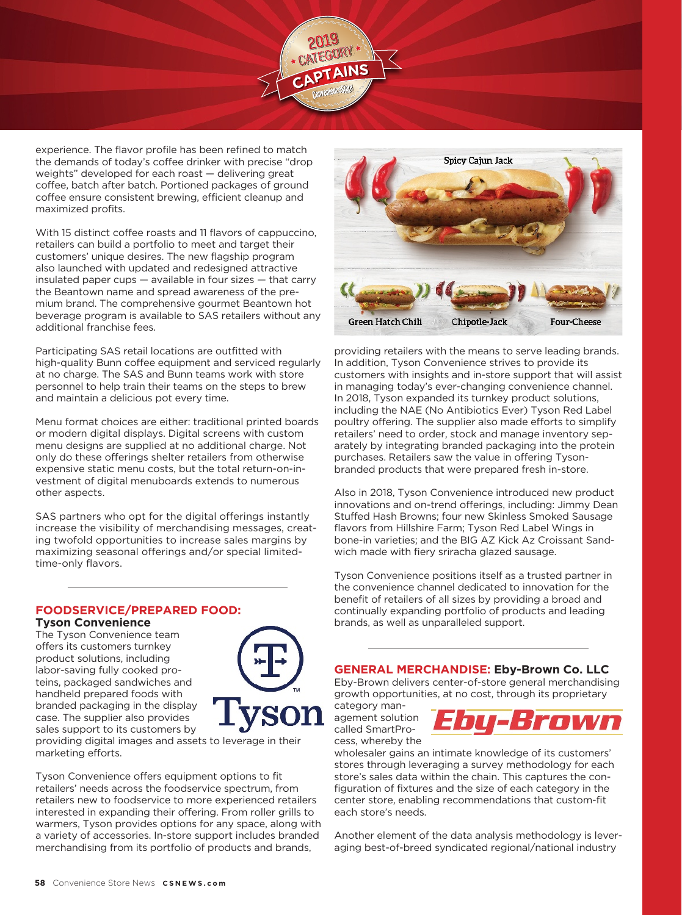experience. The flavor profile has been refined to match the demands of today's coffee drinker with precise "drop weights" developed for each roast — delivering great coffee, batch after batch. Portioned packages of ground coffee ensure consistent brewing, efficient cleanup and maximized profits.

With 15 distinct coffee roasts and 11 flavors of cappuccino, retailers can build a portfolio to meet and target their customers' unique desires. The new flagship program also launched with updated and redesigned attractive insulated paper cups — available in four sizes — that carry the Beantown name and spread awareness of the premium brand. The comprehensive gourmet Beantown hot beverage program is available to SAS retailers without any additional franchise fees.

Participating SAS retail locations are outfitted with high-quality Bunn coffee equipment and serviced regularly at no charge. The SAS and Bunn teams work with store personnel to help train their teams on the steps to brew and maintain a delicious pot every time.

Menu format choices are either: traditional printed boards or modern digital displays. Digital screens with custom menu designs are supplied at no additional charge. Not only do these offerings shelter retailers from otherwise expensive static menu costs, but the total return-on-investment of digital menuboards extends to numerous other aspects.

SAS partners who opt for the digital offerings instantly increase the visibility of merchandising messages, creating twofold opportunities to increase sales margins by maximizing seasonal offerings and/or special limited-time-only flavors.

## FOODSERVICE/PREPARED FOOD: Tyson Convenience

The Tyson Convenience team offers its customers turnkey product solutions, including labor-saving fully cooked proteins, packaged sandwiches and handheld prepared foods with branded packaging in the display case. The supplier also provides sales support to its customers by providing digital images and assets to leverage in their marketing efforts.

Tyson Convenience offers equipment options to fit retailers' needs across the foodservice spectrum, from retailers new to foodservice to more experienced retailers interested in expanding their offering. From roller grills to warmers, Tyson provides options for any space, along with a variety of accessories. In-store support includes branded merchandising from its portfolio of products and brands, providing retailers with the means to serve leading brands. In addition, Tyson Convenience strives to provide its customers with insights and in-store support that will assist in managing today's ever-changing convenience channel. In 2018, Tyson expanded its turnkey product solutions, including the NAE (No Antibiotics Ever) Tyson Red Label poultry offering. The supplier also made efforts to simplify retailers' need to order, stock and manage inventory separately by integrating branded packaging into the protein purchases. Retailers saw the value in offering Tyson-branded products that were prepared fresh in-store.

Also in 2018, Tyson Convenience introduced new product innovations and on-trend offerings, including: Jimmy Dean Stuffed Hash Browns; four new Skinless Smoked Sausage flavors from Hillshire Farm; Tyson Red Label Wings in bone-in varieties; and the BIG AZ Kick Az Croissant Sandwich made with fiery sriracha glazed sausage.

Tyson Convenience positions itself as a trusted partner in the convenience channel dedicated to innovation for the benefit of retailers of all sizes by providing a broad and continually expanding portfolio of products and leading brands, as well as unparalleled support.

## GENERAL MERCHANDISE: Eby-Brown Co. LLC

Eby-Brown delivers center-of-store general merchandising growth opportunities, at no cost, through its proprietary category management solution called SmartProcess, whereby the wholesaler gains an intimate knowledge of its customers' stores through leveraging a survey methodology for each store's sales data within the chain. This captures the configuration of fixtures and the size of each category in the center store, enabling recommendations that custom-fit each store's needs.

Another element of the data analysis methodology is leveraging best-of-breed syndicated regional/national industry